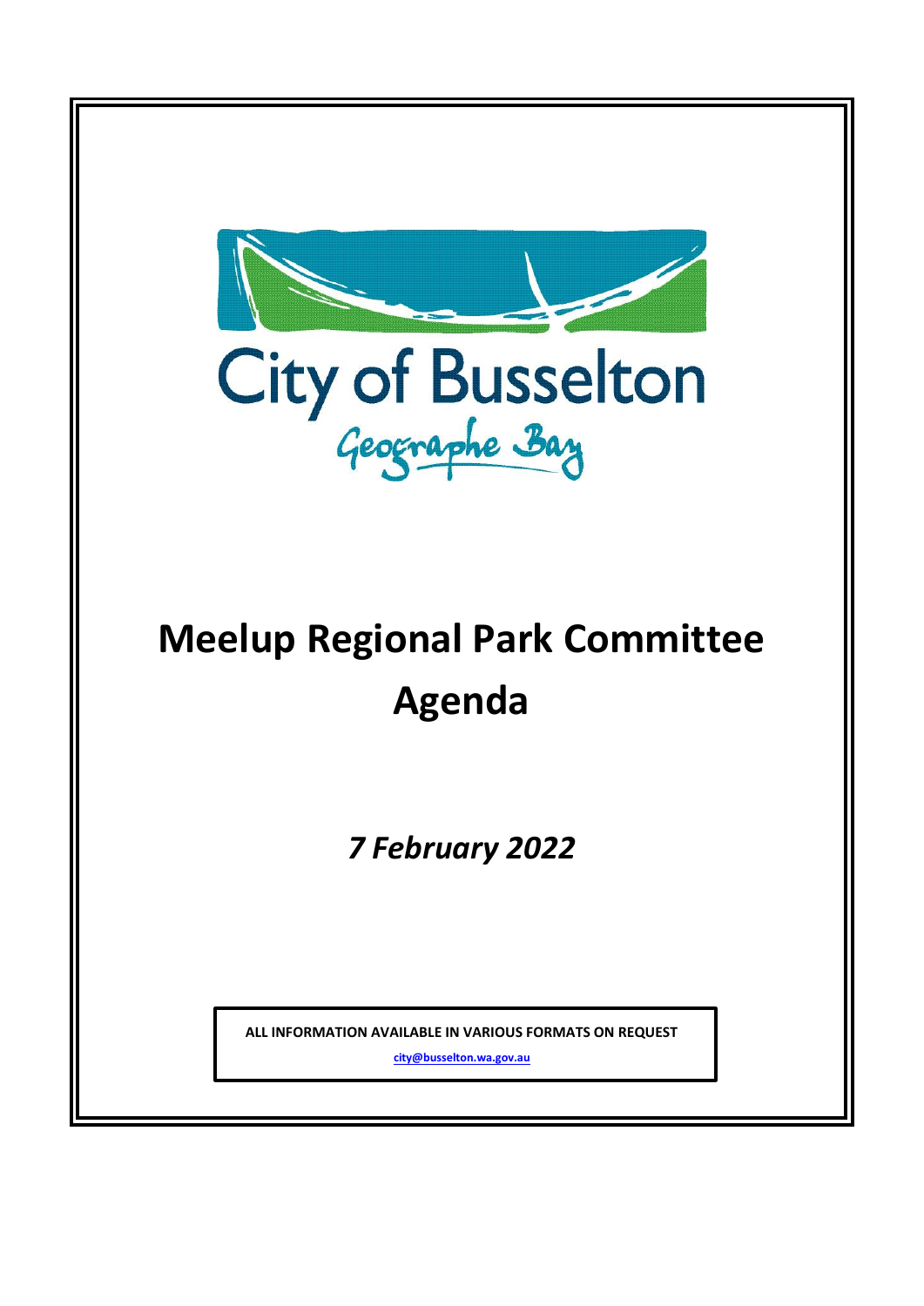City of Busselton

Geographe Bay

# Meelup Regional Park Committee Agenda

*7 February 2022*

**ALL INFORMATION AVAILABLE IN VARIOUS FORMATS ON REQUEST**

**city@busselton.wa.gov.au**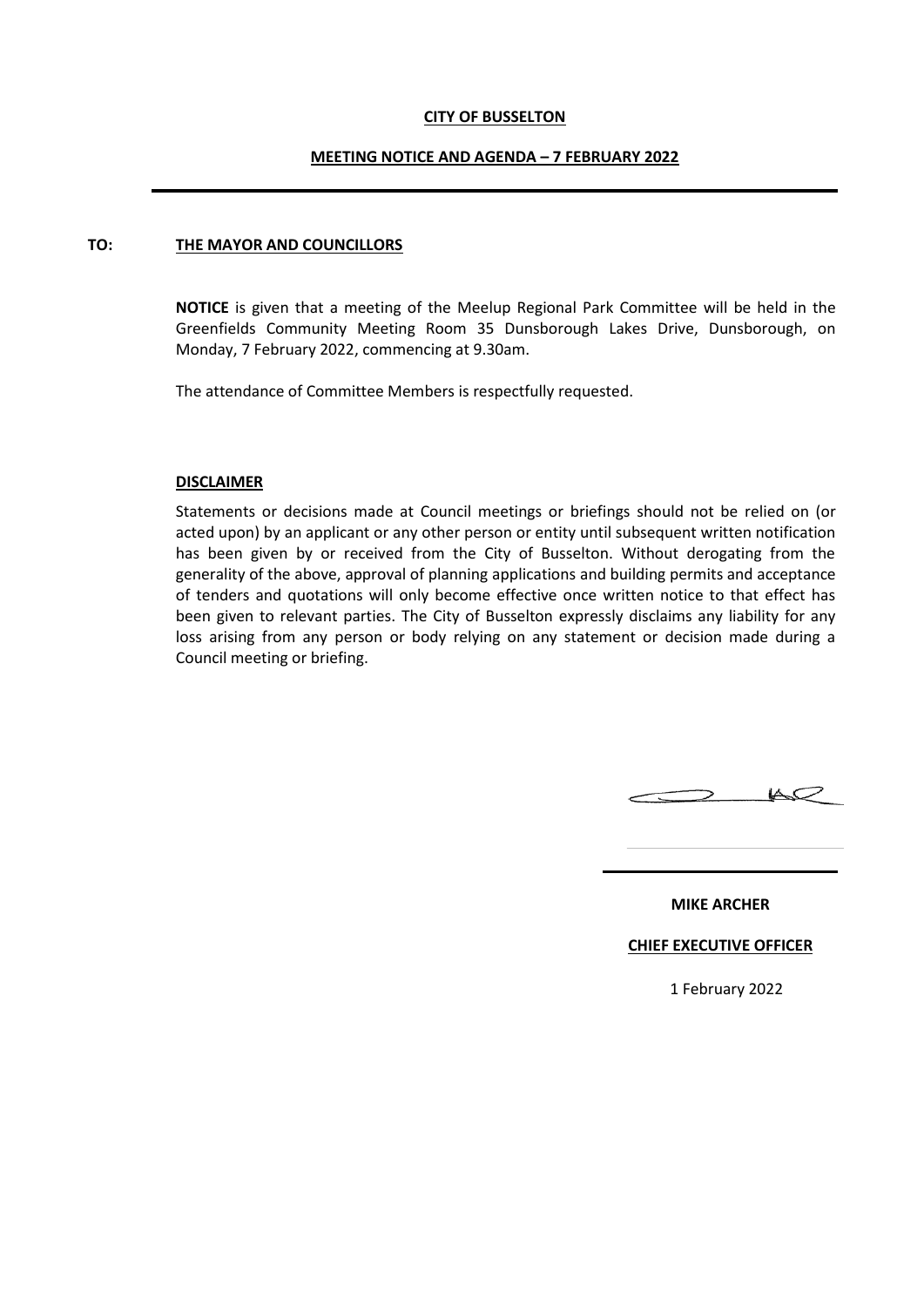**CITY OF BUSSELTON**

**MEETING NOTICE AND AGENDA – 7 FEBRUARY 2022**

---

**TO:** **THE MAYOR AND COUNCILLORS**

**NOTICE** is given that a meeting of the Meelup Regional Park Committee will be held in the Greenfields Community Meeting Room 35 Dunsborough Lakes Drive, Dunsborough, on Monday, 7 February 2022, commencing at 9.30am.

The attendance of Committee Members is respectfully requested.

**DISCLAIMER**

Statements or decisions made at Council meetings or briefings should not be relied on (or acted upon) by an applicant or any other person or entity until subsequent written notification has been given by or received from the City of Busselton. Without derogating from the generality of the above, approval of planning applications and building permits and acceptance of tenders and quotations will only become effective once written notice to that effect has been given to relevant parties. The City of Busselton expressly disclaims any liability for any loss arising from any person or body relying on any statement or decision made during a Council meeting or briefing.

**MIKE ARCHER**

**CHIEF EXECUTIVE OFFICER**

1 February 2022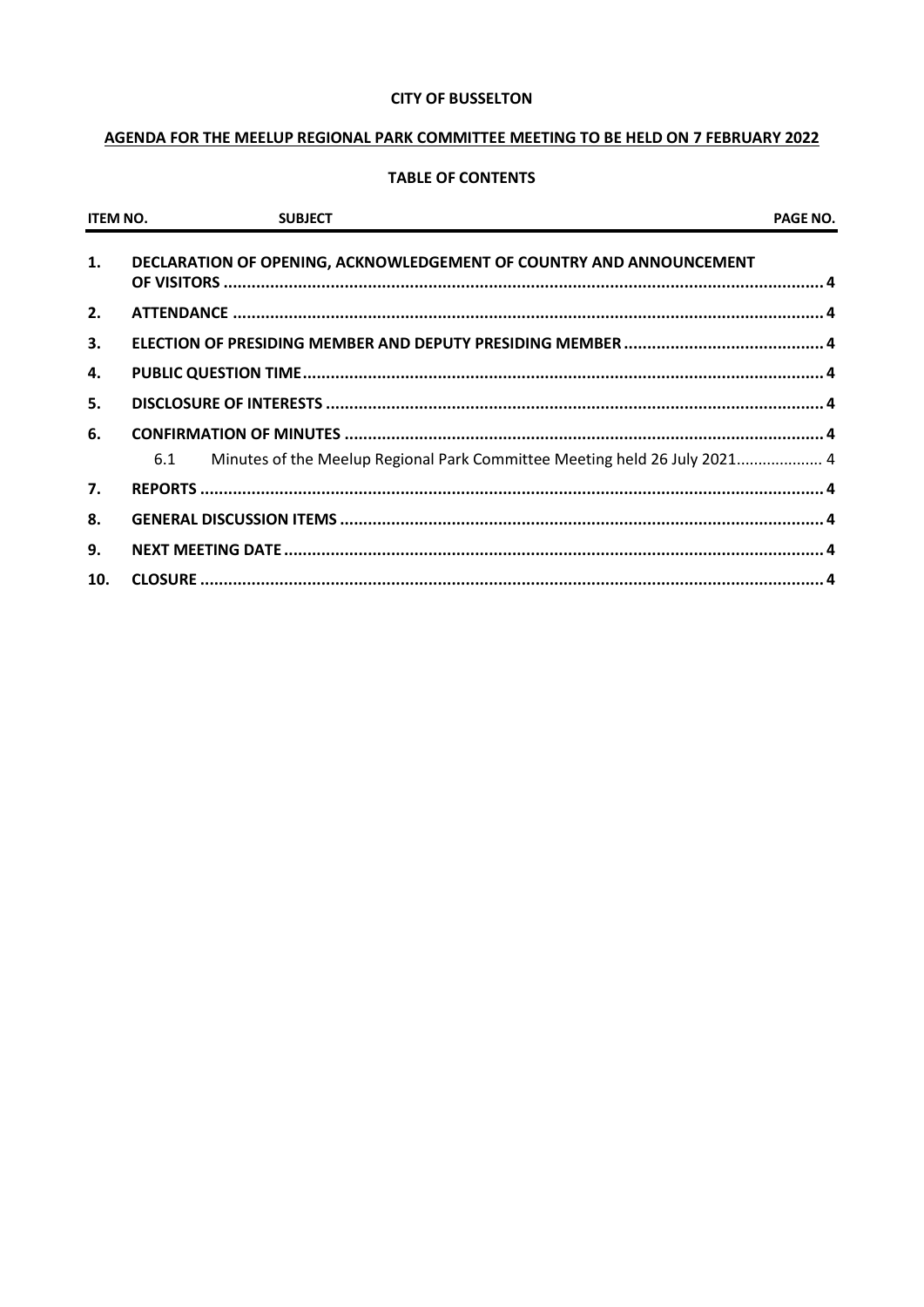**CITY OF BUSSELTON**

**AGENDA FOR THE MEELUP REGIONAL PARK COMMITTEE MEETING TO BE HELD ON 7 FEBRUARY 2022**

**TABLE OF CONTENTS**

| ITEM NO. | SUBJECT | PAGE NO. |
|---|---|---|
| 1. | DECLARATION OF OPENING, ACKNOWLEDGEMENT OF COUNTRY AND ANNOUNCEMENT OF VISITORS | 4 |
| 2. | ATTENDANCE | 4 |
| 3. | ELECTION OF PRESIDING MEMBER AND DEPUTY PRESIDING MEMBER | 4 |
| 4. | PUBLIC QUESTION TIME | 4 |
| 5. | DISCLOSURE OF INTERESTS | 4 |
| 6. | CONFIRMATION OF MINUTES | 4 |
| | 6.1 Minutes of the Meelup Regional Park Committee Meeting held 26 July 2021 | 4 |
| 7. | REPORTS | 4 |
| 8. | GENERAL DISCUSSION ITEMS | 4 |
| 9. | NEXT MEETING DATE | 4 |
| 10. | CLOSURE | 4 |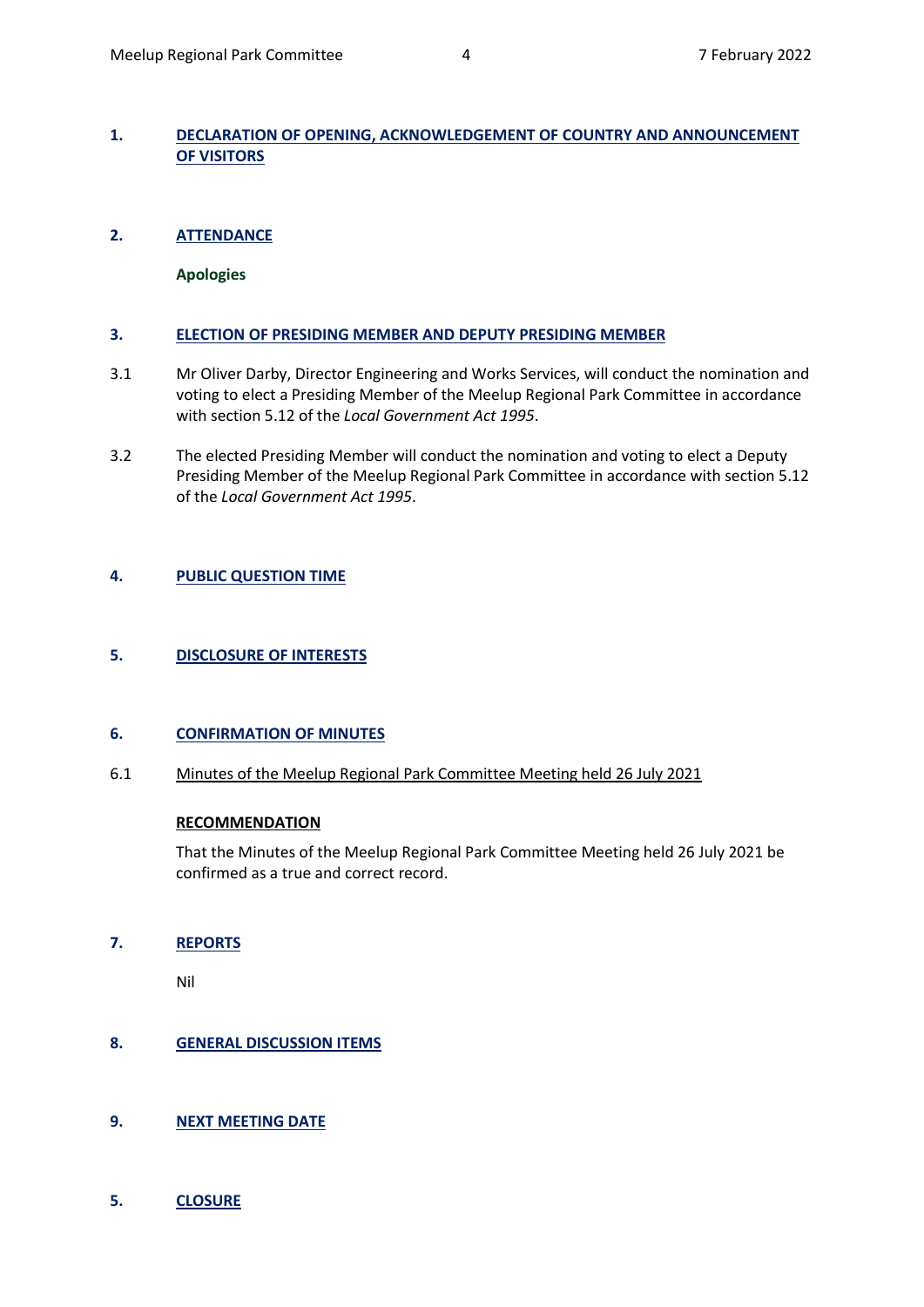## 1. DECLARATION OF OPENING, ACKNOWLEDGEMENT OF COUNTRY AND ANNOUNCEMENT OF VISITORS

## 2. ATTENDANCE

**Apologies**

## 3. ELECTION OF PRESIDING MEMBER AND DEPUTY PRESIDING MEMBER

3.1 Mr Oliver Darby, Director Engineering and Works Services, will conduct the nomination and voting to elect a Presiding Member of the Meelup Regional Park Committee in accordance with section 5.12 of the *Local Government Act 1995*.

3.2 The elected Presiding Member will conduct the nomination and voting to elect a Deputy Presiding Member of the Meelup Regional Park Committee in accordance with section 5.12 of the *Local Government Act 1995*.

## 4. PUBLIC QUESTION TIME

## 5. DISCLOSURE OF INTERESTS

## 6. CONFIRMATION OF MINUTES

6.1 Minutes of the Meelup Regional Park Committee Meeting held 26 July 2021

**RECOMMENDATION**

That the Minutes of the Meelup Regional Park Committee Meeting held 26 July 2021 be confirmed as a true and correct record.

## 7. REPORTS

Nil

## 8. GENERAL DISCUSSION ITEMS

## 9. NEXT MEETING DATE

## 5. CLOSURE